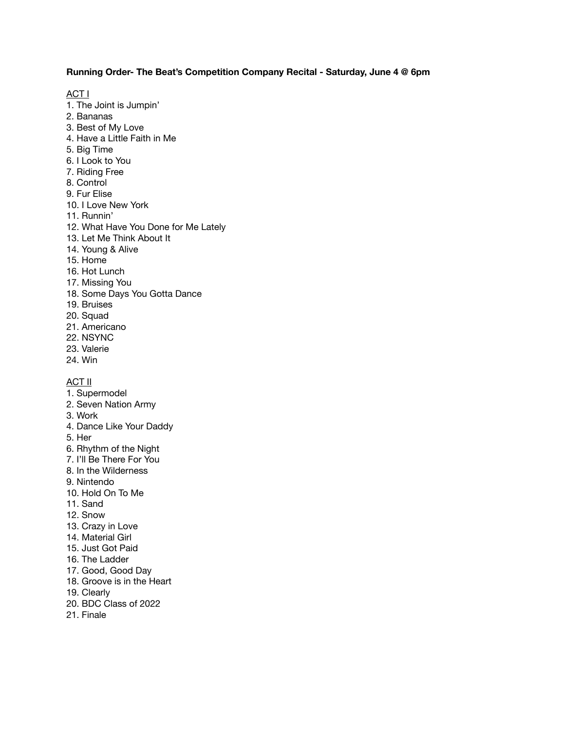**Running Order- The Beat's Competition Company Recital - Saturday, June 4 @ 6pm**

<u>ACT I</u>

1. The Joint is Jumpin'
2. Bananas
3. Best of My Love
4. Have a Little Faith in Me
5. Big Time
6. I Look to You
7. Riding Free
8. Control
9. Fur Elise
10. I Love New York
11. Runnin'
12. What Have You Done for Me Lately
13. Let Me Think About It
14. Young & Alive
15. Home
16. Hot Lunch
17. Missing You
18. Some Days You Gotta Dance
19. Bruises
20. Squad
21. Americano
22. NSYNC
23. Valerie
24. Win

<u>ACT II</u>

1. Supermodel
2. Seven Nation Army
3. Work
4. Dance Like Your Daddy
5. Her
6. Rhythm of the Night
7. I'll Be There For You
8. In the Wilderness
9. Nintendo
10. Hold On To Me
11. Sand
12. Snow
13. Crazy in Love
14. Material Girl
15. Just Got Paid
16. The Ladder
17. Good, Good Day
18. Groove is in the Heart
19. Clearly
20. BDC Class of 2022
21. Finale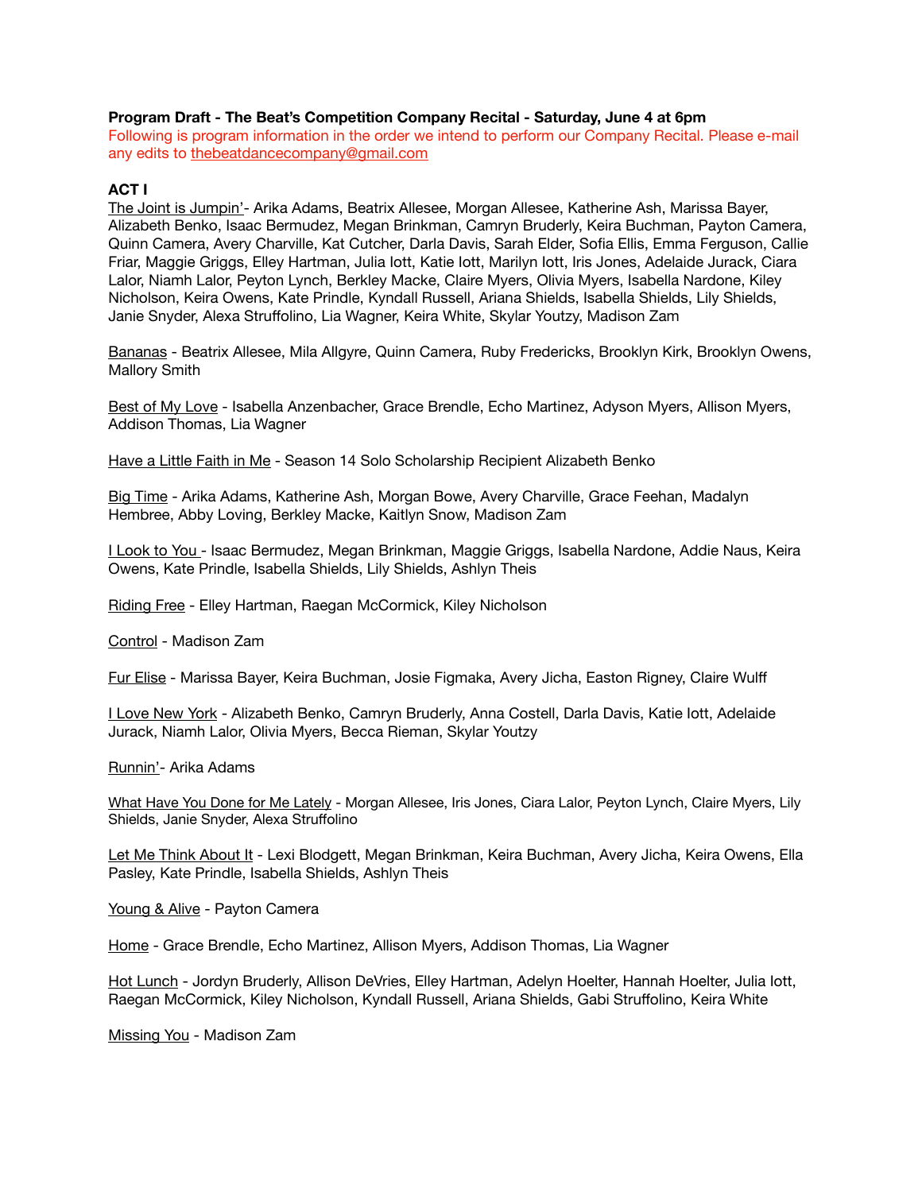**Program Draft - The Beat's Competition Company Recital - Saturday, June 4 at 6pm**

Following is program information in the order we intend to perform our Company Recital. Please e-mail any edits to thebeatdancecompany@gmail.com

**ACT I**

The Joint is Jumpin'- Arika Adams, Beatrix Allesee, Morgan Allesee, Katherine Ash, Marissa Bayer, Alizabeth Benko, Isaac Bermudez, Megan Brinkman, Camryn Bruderly, Keira Buchman, Payton Camera, Quinn Camera, Avery Charville, Kat Cutcher, Darla Davis, Sarah Elder, Sofia Ellis, Emma Ferguson, Callie Friar, Maggie Griggs, Elley Hartman, Julia Iott, Katie Iott, Marilyn Iott, Iris Jones, Adelaide Jurack, Ciara Lalor, Niamh Lalor, Peyton Lynch, Berkley Macke, Claire Myers, Olivia Myers, Isabella Nardone, Kiley Nicholson, Keira Owens, Kate Prindle, Kyndall Russell, Ariana Shields, Isabella Shields, Lily Shields, Janie Snyder, Alexa Struffolino, Lia Wagner, Keira White, Skylar Youtzy, Madison Zam

Bananas - Beatrix Allesee, Mila Allgyre, Quinn Camera, Ruby Fredericks, Brooklyn Kirk, Brooklyn Owens, Mallory Smith

Best of My Love - Isabella Anzenbacher, Grace Brendle, Echo Martinez, Adyson Myers, Allison Myers, Addison Thomas, Lia Wagner

Have a Little Faith in Me - Season 14 Solo Scholarship Recipient Alizabeth Benko

Big Time - Arika Adams, Katherine Ash, Morgan Bowe, Avery Charville, Grace Feehan, Madalyn Hembree, Abby Loving, Berkley Macke, Kaitlyn Snow, Madison Zam

I Look to You - Isaac Bermudez, Megan Brinkman, Maggie Griggs, Isabella Nardone, Addie Naus, Keira Owens, Kate Prindle, Isabella Shields, Lily Shields, Ashlyn Theis

Riding Free - Elley Hartman, Raegan McCormick, Kiley Nicholson

Control - Madison Zam

Fur Elise - Marissa Bayer, Keira Buchman, Josie Figmaka, Avery Jicha, Easton Rigney, Claire Wulff

I Love New York - Alizabeth Benko, Camryn Bruderly, Anna Costell, Darla Davis, Katie Iott, Adelaide Jurack, Niamh Lalor, Olivia Myers, Becca Rieman, Skylar Youtzy

Runnin'- Arika Adams

What Have You Done for Me Lately - Morgan Allesee, Iris Jones, Ciara Lalor, Peyton Lynch, Claire Myers, Lily Shields, Janie Snyder, Alexa Struffolino

Let Me Think About It - Lexi Blodgett, Megan Brinkman, Keira Buchman, Avery Jicha, Keira Owens, Ella Pasley, Kate Prindle, Isabella Shields, Ashlyn Theis

Young & Alive - Payton Camera

Home - Grace Brendle, Echo Martinez, Allison Myers, Addison Thomas, Lia Wagner

Hot Lunch - Jordyn Bruderly, Allison DeVries, Elley Hartman, Adelyn Hoelter, Hannah Hoelter, Julia Iott, Raegan McCormick, Kiley Nicholson, Kyndall Russell, Ariana Shields, Gabi Struffolino, Keira White

Missing You - Madison Zam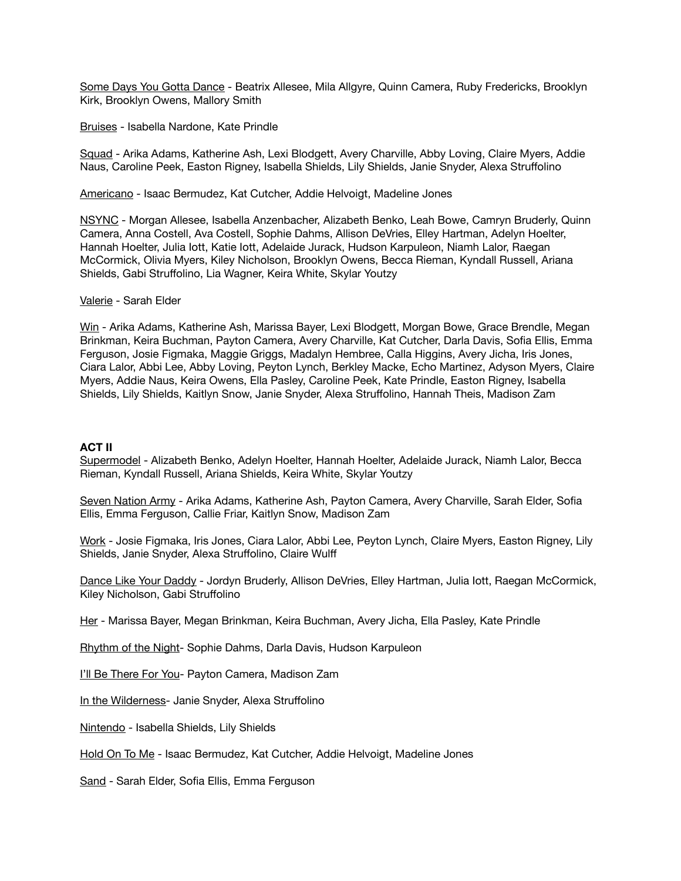<u>Some Days You Gotta Dance</u> - Beatrix Allesee, Mila Allgyre, Quinn Camera, Ruby Fredericks, Brooklyn Kirk, Brooklyn Owens, Mallory Smith

<u>Bruises</u> - Isabella Nardone, Kate Prindle

<u>Squad</u> - Arika Adams, Katherine Ash, Lexi Blodgett, Avery Charville, Abby Loving, Claire Myers, Addie Naus, Caroline Peek, Easton Rigney, Isabella Shields, Lily Shields, Janie Snyder, Alexa Struffolino

<u>Americano</u> - Isaac Bermudez, Kat Cutcher, Addie Helvoigt, Madeline Jones

<u>NSYNC</u> - Morgan Allesee, Isabella Anzenbacher, Alizabeth Benko, Leah Bowe, Camryn Bruderly, Quinn Camera, Anna Costell, Ava Costell, Sophie Dahms, Allison DeVries, Elley Hartman, Adelyn Hoelter, Hannah Hoelter, Julia Iott, Katie Iott, Adelaide Jurack, Hudson Karpuleon, Niamh Lalor, Raegan McCormick, Olivia Myers, Kiley Nicholson, Brooklyn Owens, Becca Rieman, Kyndall Russell, Ariana Shields, Gabi Struffolino, Lia Wagner, Keira White, Skylar Youtzy

<u>Valerie</u> - Sarah Elder

<u>Win</u> - Arika Adams, Katherine Ash, Marissa Bayer, Lexi Blodgett, Morgan Bowe, Grace Brendle, Megan Brinkman, Keira Buchman, Payton Camera, Avery Charville, Kat Cutcher, Darla Davis, Sofia Ellis, Emma Ferguson, Josie Figmaka, Maggie Griggs, Madalyn Hembree, Calla Higgins, Avery Jicha, Iris Jones, Ciara Lalor, Abbi Lee, Abby Loving, Peyton Lynch, Berkley Macke, Echo Martinez, Adyson Myers, Claire Myers, Addie Naus, Keira Owens, Ella Pasley, Caroline Peek, Kate Prindle, Easton Rigney, Isabella Shields, Lily Shields, Kaitlyn Snow, Janie Snyder, Alexa Struffolino, Hannah Theis, Madison Zam

**ACT II**

<u>Supermodel</u> - Alizabeth Benko, Adelyn Hoelter, Hannah Hoelter, Adelaide Jurack, Niamh Lalor, Becca Rieman, Kyndall Russell, Ariana Shields, Keira White, Skylar Youtzy

<u>Seven Nation Army</u> - Arika Adams, Katherine Ash, Payton Camera, Avery Charville, Sarah Elder, Sofia Ellis, Emma Ferguson, Callie Friar, Kaitlyn Snow, Madison Zam

<u>Work</u> - Josie Figmaka, Iris Jones, Ciara Lalor, Abbi Lee, Peyton Lynch, Claire Myers, Easton Rigney, Lily Shields, Janie Snyder, Alexa Struffolino, Claire Wulff

<u>Dance Like Your Daddy</u> - Jordyn Bruderly, Allison DeVries, Elley Hartman, Julia Iott, Raegan McCormick, Kiley Nicholson, Gabi Struffolino

<u>Her</u> - Marissa Bayer, Megan Brinkman, Keira Buchman, Avery Jicha, Ella Pasley, Kate Prindle

<u>Rhythm of the Night</u>- Sophie Dahms, Darla Davis, Hudson Karpuleon

<u>I'll Be There For You</u>- Payton Camera, Madison Zam

<u>In the Wilderness</u>- Janie Snyder, Alexa Struffolino

<u>Nintendo</u> - Isabella Shields, Lily Shields

<u>Hold On To Me</u> - Isaac Bermudez, Kat Cutcher, Addie Helvoigt, Madeline Jones

<u>Sand</u> - Sarah Elder, Sofia Ellis, Emma Ferguson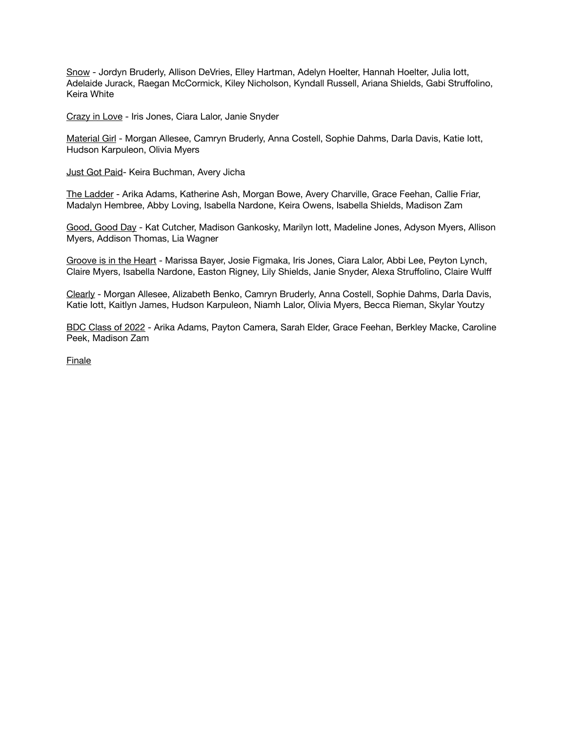<u>Snow</u> - Jordyn Bruderly, Allison DeVries, Elley Hartman, Adelyn Hoelter, Hannah Hoelter, Julia Iott, Adelaide Jurack, Raegan McCormick, Kiley Nicholson, Kyndall Russell, Ariana Shields, Gabi Struffolino, Keira White

<u>Crazy in Love</u> - Iris Jones, Ciara Lalor, Janie Snyder

<u>Material Girl</u> - Morgan Allesee, Camryn Bruderly, Anna Costell, Sophie Dahms, Darla Davis, Katie Iott, Hudson Karpuleon, Olivia Myers

<u>Just Got Paid</u>- Keira Buchman, Avery Jicha

<u>The Ladder</u> - Arika Adams, Katherine Ash, Morgan Bowe, Avery Charville, Grace Feehan, Callie Friar, Madalyn Hembree, Abby Loving, Isabella Nardone, Keira Owens, Isabella Shields, Madison Zam

<u>Good, Good Day</u> - Kat Cutcher, Madison Gankosky, Marilyn Iott, Madeline Jones, Adyson Myers, Allison Myers, Addison Thomas, Lia Wagner

<u>Groove is in the Heart</u> - Marissa Bayer, Josie Figmaka, Iris Jones, Ciara Lalor, Abbi Lee, Peyton Lynch, Claire Myers, Isabella Nardone, Easton Rigney, Lily Shields, Janie Snyder, Alexa Struffolino, Claire Wulff

<u>Clearly</u> - Morgan Allesee, Alizabeth Benko, Camryn Bruderly, Anna Costell, Sophie Dahms, Darla Davis, Katie Iott, Kaitlyn James, Hudson Karpuleon, Niamh Lalor, Olivia Myers, Becca Rieman, Skylar Youtzy

<u>BDC Class of 2022</u> - Arika Adams, Payton Camera, Sarah Elder, Grace Feehan, Berkley Macke, Caroline Peek, Madison Zam

<u>Finale</u>